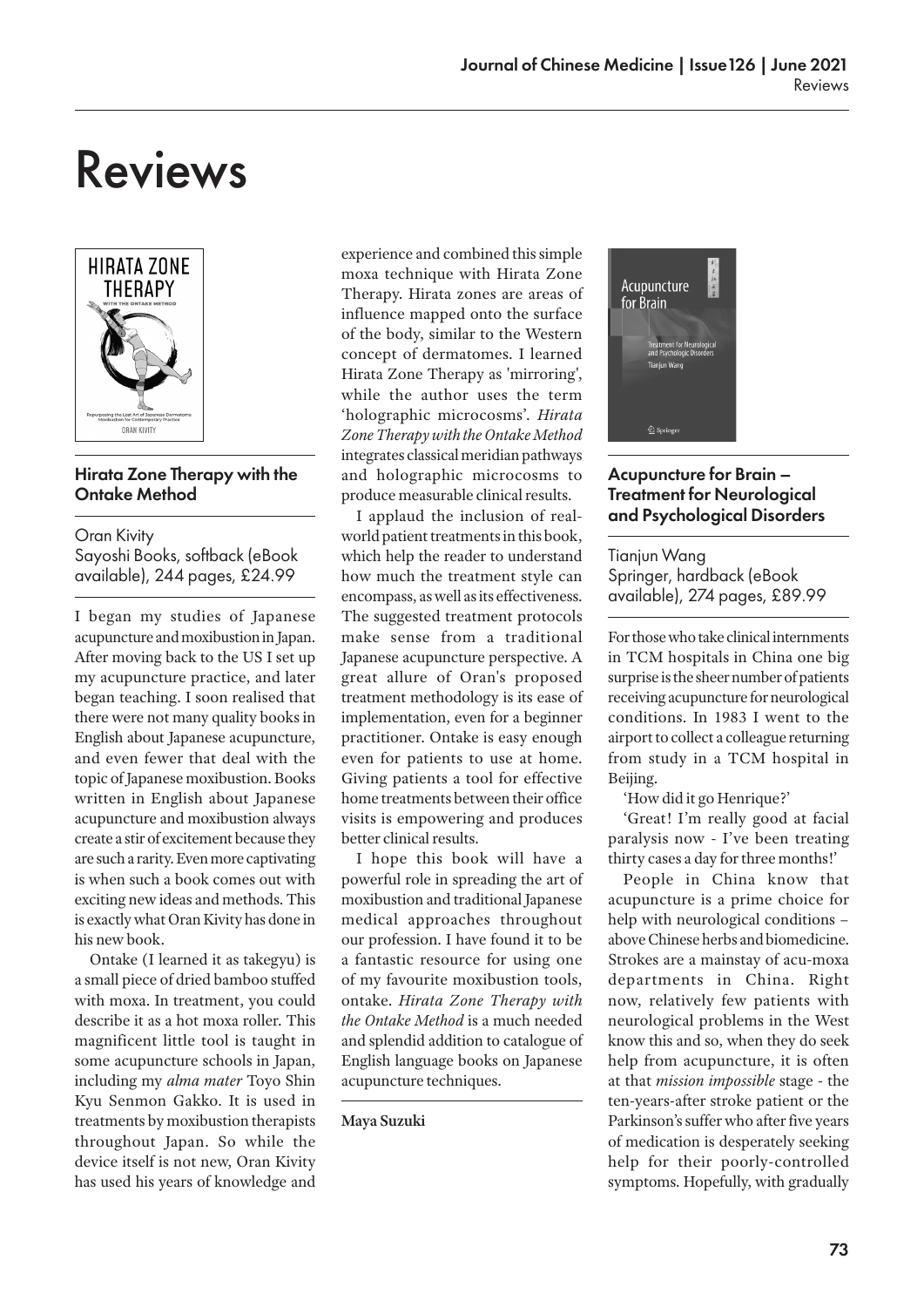# Reviews

### Hirata Zone Therapy with the Ontake Method

Oran Kivity
Sayoshi Books, softback (eBook available), 244 pages, £24.99

I began my studies of Japanese acupuncture and moxibustion in Japan. After moving back to the US I set up my acupuncture practice, and later began teaching. I soon realised that there were not many quality books in English about Japanese acupuncture, and even fewer that deal with the topic of Japanese moxibustion. Books written in English about Japanese acupuncture and moxibustion always create a stir of excitement because they are such a rarity. Even more captivating is when such a book comes out with exciting new ideas and methods. This is exactly what Oran Kivity has done in his new book.

Ontake (I learned it as takegyu) is a small piece of dried bamboo stuffed with moxa. In treatment, you could describe it as a hot moxa roller. This magnificent little tool is taught in some acupuncture schools in Japan, including my *alma mater* Toyo Shin Kyu Senmon Gakko. It is used in treatments by moxibustion therapists throughout Japan. So while the device itself is not new, Oran Kivity has used his years of knowledge and experience and combined this simple moxa technique with Hirata Zone Therapy. Hirata zones are areas of influence mapped onto the surface of the body, similar to the Western concept of dermatomes. I learned Hirata Zone Therapy as 'mirroring', while the author uses the term 'holographic microcosms'. *Hirata Zone Therapy with the Ontake Method* integrates classical meridian pathways and holographic microcosms to produce measurable clinical results.

I applaud the inclusion of real-world patient treatments in this book, which help the reader to understand how much the treatment style can encompass, as well as its effectiveness. The suggested treatment protocols make sense from a traditional Japanese acupuncture perspective. A great allure of Oran's proposed treatment methodology is its ease of implementation, even for a beginner practitioner. Ontake is easy enough even for patients to use at home. Giving patients a tool for effective home treatments between their office visits is empowering and produces better clinical results.

I hope this book will have a powerful role in spreading the art of moxibustion and traditional Japanese medical approaches throughout our profession. I have found it to be a fantastic resource for using one of my favourite moxibustion tools, ontake. *Hirata Zone Therapy with the Ontake Method* is a much needed and splendid addition to catalogue of English language books on Japanese acupuncture techniques.

**Maya Suzuki**

### Acupuncture for Brain – Treatment for Neurological and Psychological Disorders

Tianjun Wang
Springer, hardback (eBook available), 274 pages, £89.99

For those who take clinical internments in TCM hospitals in China one big surprise is the sheer number of patients receiving acupuncture for neurological conditions. In 1983 I went to the airport to collect a colleague returning from study in a TCM hospital in Beijing.

'How did it go Henrique?'

'Great! I'm really good at facial paralysis now - I've been treating thirty cases a day for three months!'

People in China know that acupuncture is a prime choice for help with neurological conditions – above Chinese herbs and biomedicine. Strokes are a mainstay of acu-moxa departments in China. Right now, relatively few patients with neurological problems in the West know this and so, when they do seek help from acupuncture, it is often at that *mission impossible* stage - the ten-years-after stroke patient or the Parkinson's suffer who after five years of medication is desperately seeking help for their poorly-controlled symptoms. Hopefully, with gradually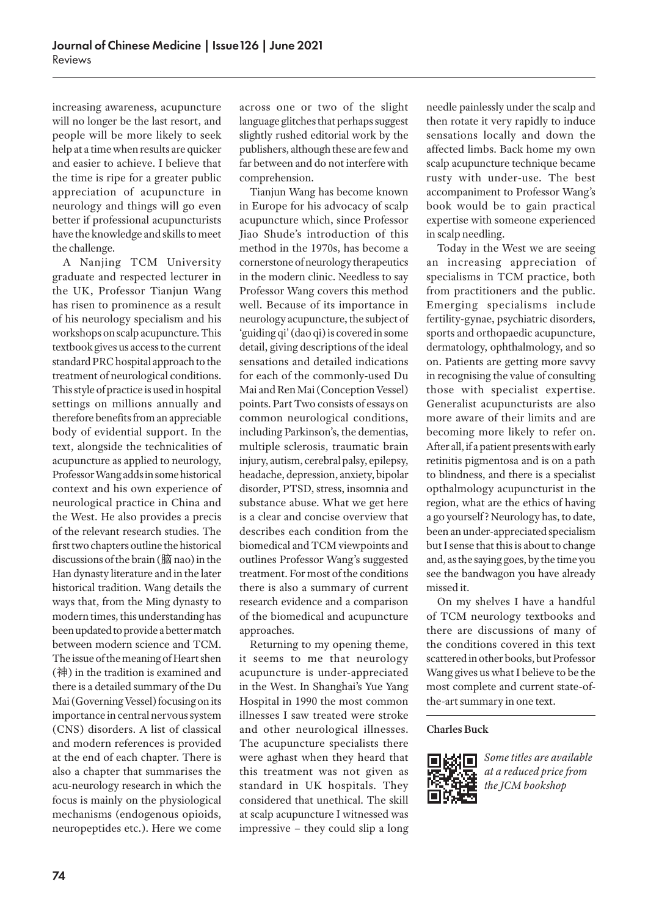increasing awareness, acupuncture will no longer be the last resort, and people will be more likely to seek help at a time when results are quicker and easier to achieve. I believe that the time is ripe for a greater public appreciation of acupuncture in neurology and things will go even better if professional acupuncturists have the knowledge and skills to meet the challenge.

A Nanjing TCM University graduate and respected lecturer in the UK, Professor Tianjun Wang has risen to prominence as a result of his neurology specialism and his workshops on scalp acupuncture. This textbook gives us access to the current standard PRC hospital approach to the treatment of neurological conditions. This style of practice is used in hospital settings on millions annually and therefore benefits from an appreciable body of evidential support. In the text, alongside the technicalities of acupuncture as applied to neurology, Professor Wang adds in some historical context and his own experience of neurological practice in China and the West. He also provides a precis of the relevant research studies. The first two chapters outline the historical discussions of the brain (脑 nao) in the Han dynasty literature and in the later historical tradition. Wang details the ways that, from the Ming dynasty to modern times, this understanding has been updated to provide a better match between modern science and TCM. The issue of the meaning of Heart shen (神) in the tradition is examined and there is a detailed summary of the Du Mai (Governing Vessel) focusing on its importance in central nervous system (CNS) disorders. A list of classical and modern references is provided at the end of each chapter. There is also a chapter that summarises the acu-neurology research in which the focus is mainly on the physiological mechanisms (endogenous opioids, neuropeptides etc.). Here we come across one or two of the slight language glitches that perhaps suggest slightly rushed editorial work by the publishers, although these are few and far between and do not interfere with comprehension.

Tianjun Wang has become known in Europe for his advocacy of scalp acupuncture which, since Professor Jiao Shude's introduction of this method in the 1970s, has become a cornerstone of neurology therapeutics in the modern clinic. Needless to say Professor Wang covers this method well. Because of its importance in neurology acupuncture, the subject of 'guiding qi' (dao qi) is covered in some detail, giving descriptions of the ideal sensations and detailed indications for each of the commonly-used Du Mai and Ren Mai (Conception Vessel) points. Part Two consists of essays on common neurological conditions, including Parkinson's, the dementias, multiple sclerosis, traumatic brain injury, autism, cerebral palsy, epilepsy, headache, depression, anxiety, bipolar disorder, PTSD, stress, insomnia and substance abuse. What we get here is a clear and concise overview that describes each condition from the biomedical and TCM viewpoints and outlines Professor Wang's suggested treatment. For most of the conditions there is also a summary of current research evidence and a comparison of the biomedical and acupuncture approaches.

Returning to my opening theme, it seems to me that neurology acupuncture is under-appreciated in the West. In Shanghai's Yue Yang Hospital in 1990 the most common illnesses I saw treated were stroke and other neurological illnesses. The acupuncture specialists there were aghast when they heard that this treatment was not given as standard in UK hospitals. They considered that unethical. The skill at scalp acupuncture I witnessed was impressive – they could slip a long needle painlessly under the scalp and then rotate it very rapidly to induce sensations locally and down the affected limbs. Back home my own scalp acupuncture technique became rusty with under-use. The best accompaniment to Professor Wang's book would be to gain practical expertise with someone experienced in scalp needling.

Today in the West we are seeing an increasing appreciation of specialisms in TCM practice, both from practitioners and the public. Emerging specialisms include fertility-gynae, psychiatric disorders, sports and orthopaedic acupuncture, dermatology, ophthalmology, and so on. Patients are getting more savvy in recognising the value of consulting those with specialist expertise. Generalist acupuncturists are also more aware of their limits and are becoming more likely to refer on. After all, if a patient presents with early retinitis pigmentosa and is on a path to blindness, and there is a specialist opthalmology acupuncturist in the region, what are the ethics of having a go yourself? Neurology has, to date, been an under-appreciated specialism but I sense that this is about to change and, as the saying goes, by the time you see the bandwagon you have already missed it.

On my shelves I have a handful of TCM neurology textbooks and there are discussions of many of the conditions covered in this text scattered in other books, but Professor Wang gives us what I believe to be the most complete and current state-of-the-art summary in one text.

**Charles Buck**

*Some titles are available at a reduced price from the JCM bookshop*